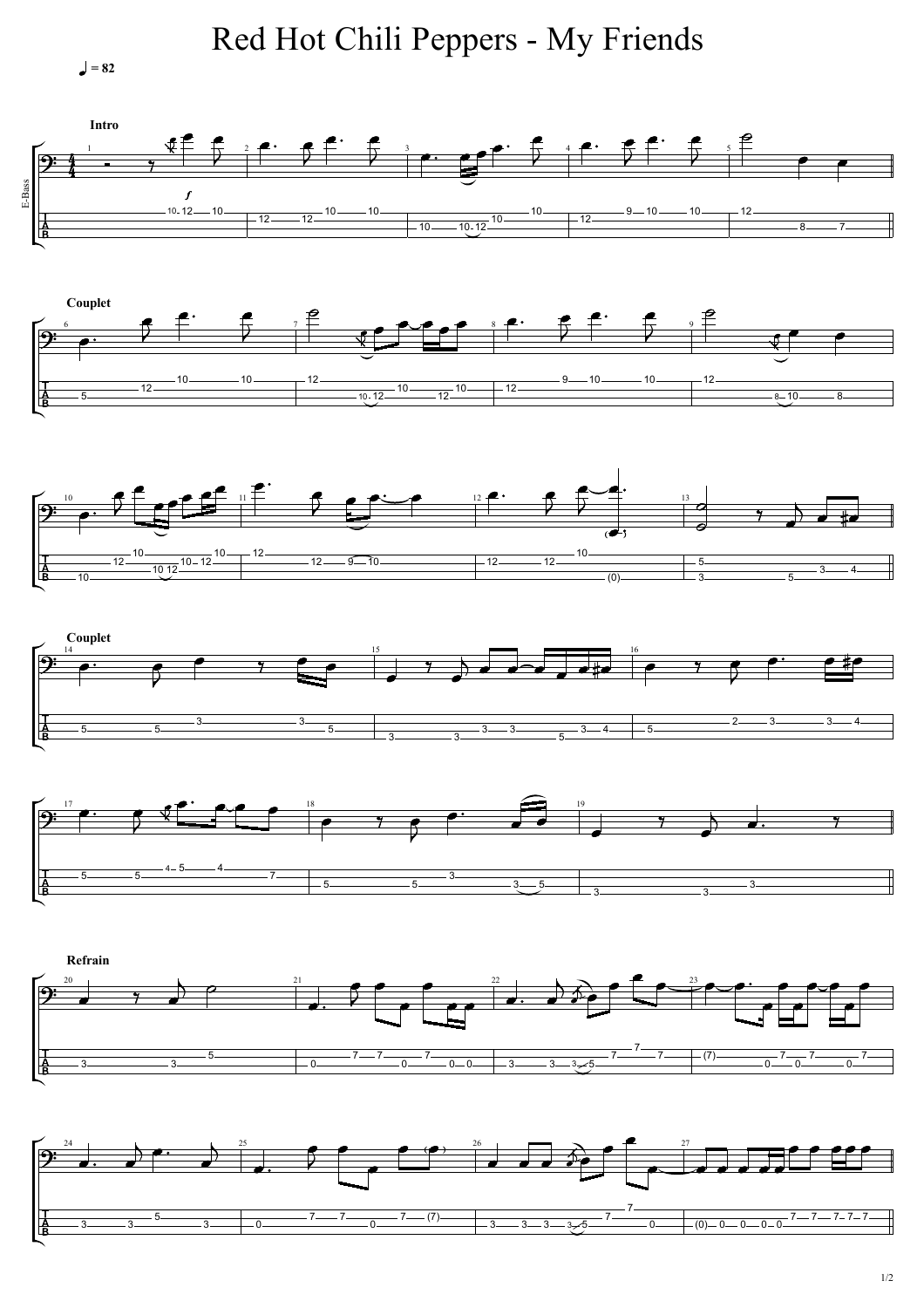# Red Hot Chili Peppers - My Friends

♩ = 82

E-Bass

**Intro**

**Couplet**

**Couplet**

**Refrain**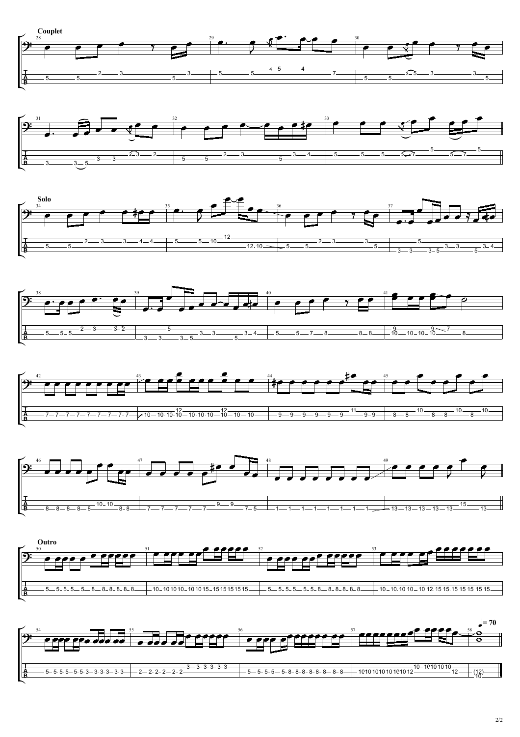**Couplet**

**Solo**

**Outro**

♩= 70